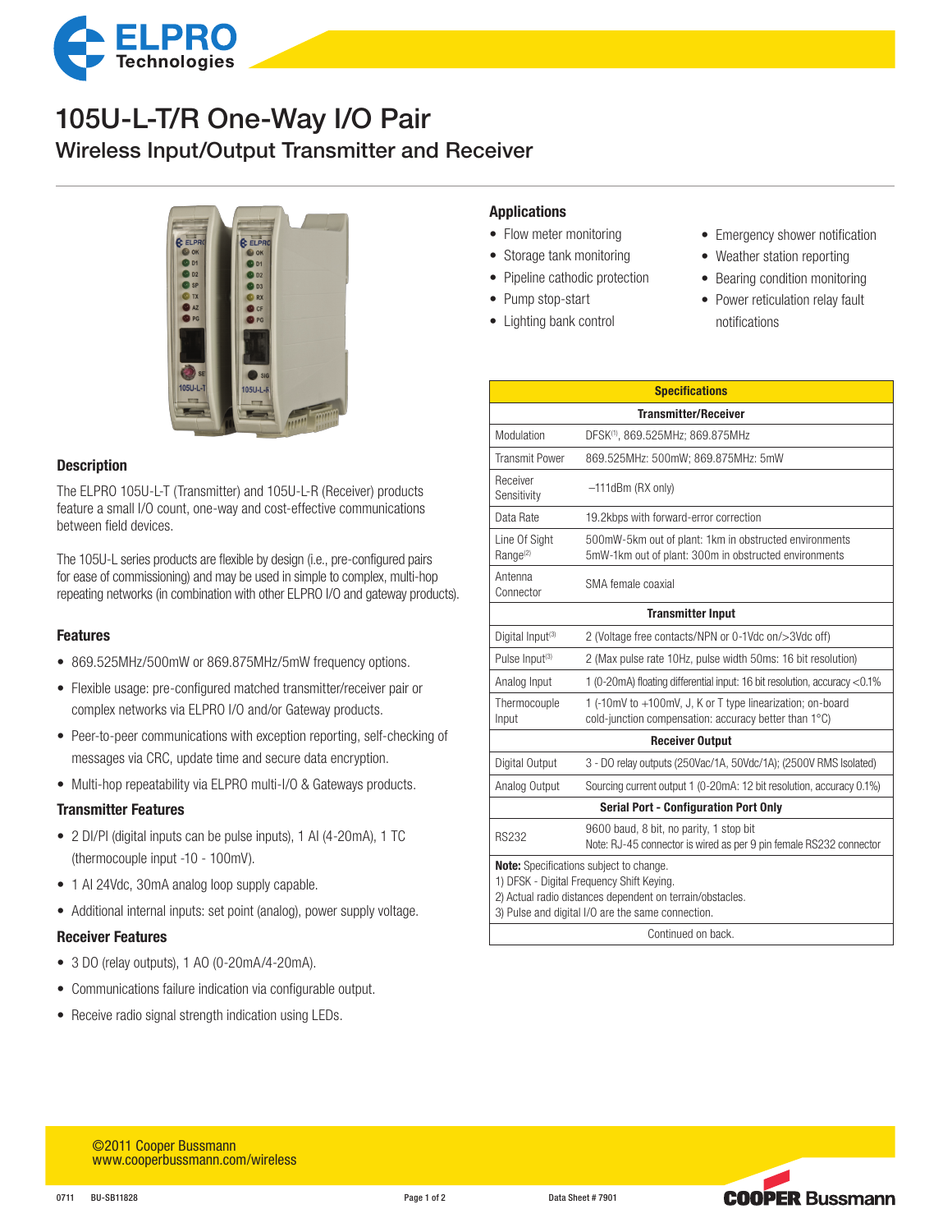# 105U-L-T/R One-Way I/O Pair

## Wireless Input/Output Transmitter and Receiver

## Applications

- Flow meter monitoring
- Storage tank monitoring
- Pipeline cathodic protection
- Pump stop-start
- Lighting bank control
- Emergency shower notification
- Weather station reporting
- Bearing condition monitoring
- Power reticulation relay fault notifications

## Description

The ELPRO 105U-L-T (Transmitter) and 105U-L-R (Receiver) products feature a small I/O count, one-way and cost-effective communications between field devices.

The 105U-L series products are flexible by design (i.e., pre-configured pairs for ease of commissioning) and may be used in simple to complex, multi-hop repeating networks (in combination with other ELPRO I/O and gateway products).

## Features

- 869.525MHz/500mW or 869.875MHz/5mW frequency options.
- Flexible usage: pre-configured matched transmitter/receiver pair or complex networks via ELPRO I/O and/or Gateway products.
- Peer-to-peer communications with exception reporting, self-checking of messages via CRC, update time and secure data encryption.
- Multi-hop repeatability via ELPRO multi-I/O & Gateways products.

### Transmitter Features

- 2 DI/PI (digital inputs can be pulse inputs), 1 AI (4-20mA), 1 TC (thermocouple input -10 - 100mV).
- 1 AI 24Vdc, 30mA analog loop supply capable.
- Additional internal inputs: set point (analog), power supply voltage.

### Receiver Features

- 3 DO (relay outputs), 1 AO (0-20mA/4-20mA).
- Communications failure indication via configurable output.
- Receive radio signal strength indication using LEDs.

| Specifications | |
|---|---|
| **Transmitter/Receiver** | |
| Modulation | DFSK[1], 869.525MHz; 869.875MHz |
| Transmit Power | 869.525MHz: 500mW; 869.875MHz: 5mW |
| Receiver Sensitivity | –111dBm (RX only) |
| Data Rate | 19.2kbps with forward-error correction |
| Line Of Sight Range[2] | 500mW-5km out of plant: 1km in obstructed environments<br>5mW-1km out of plant: 300m in obstructed environments |
| Antenna Connector | SMA female coaxial |
| **Transmitter Input** | |
| Digital Input[3] | 2 (Voltage free contacts/NPN or 0-1Vdc on/>3Vdc off) |
| Pulse Input[3] | 2 (Max pulse rate 10Hz, pulse width 50ms: 16 bit resolution) |
| Analog Input | 1 (0-20mA) floating differential input: 16 bit resolution, accuracy <0.1% |
| Thermocouple Input | 1 (-10mV to +100mV, J, K or T type linearization; on-board cold-junction compensation: accuracy better than 1°C) |
| **Receiver Output** | |
| Digital Output | 3 - DO relay outputs (250Vac/1A, 50Vdc/1A); (2500V RMS Isolated) |
| Analog Output | Sourcing current output 1 (0-20mA: 12 bit resolution, accuracy 0.1%) |
| **Serial Port - Configuration Port Only** | |
| RS232 | 9600 baud, 8 bit, no parity, 1 stop bit<br>Note: RJ-45 connector is wired as per 9 pin female RS232 connector |

**Note:** Specifications subject to change.
1) DFSK - Digital Frequency Shift Keying.
2) Actual radio distances dependent on terrain/obstacles.
3) Pulse and digital I/O are the same connection.

Continued on back.

©2011 Cooper Bussmann
www.cooperbussmann.com/wireless

0711 BU-SB11828 Data Sheet # 7901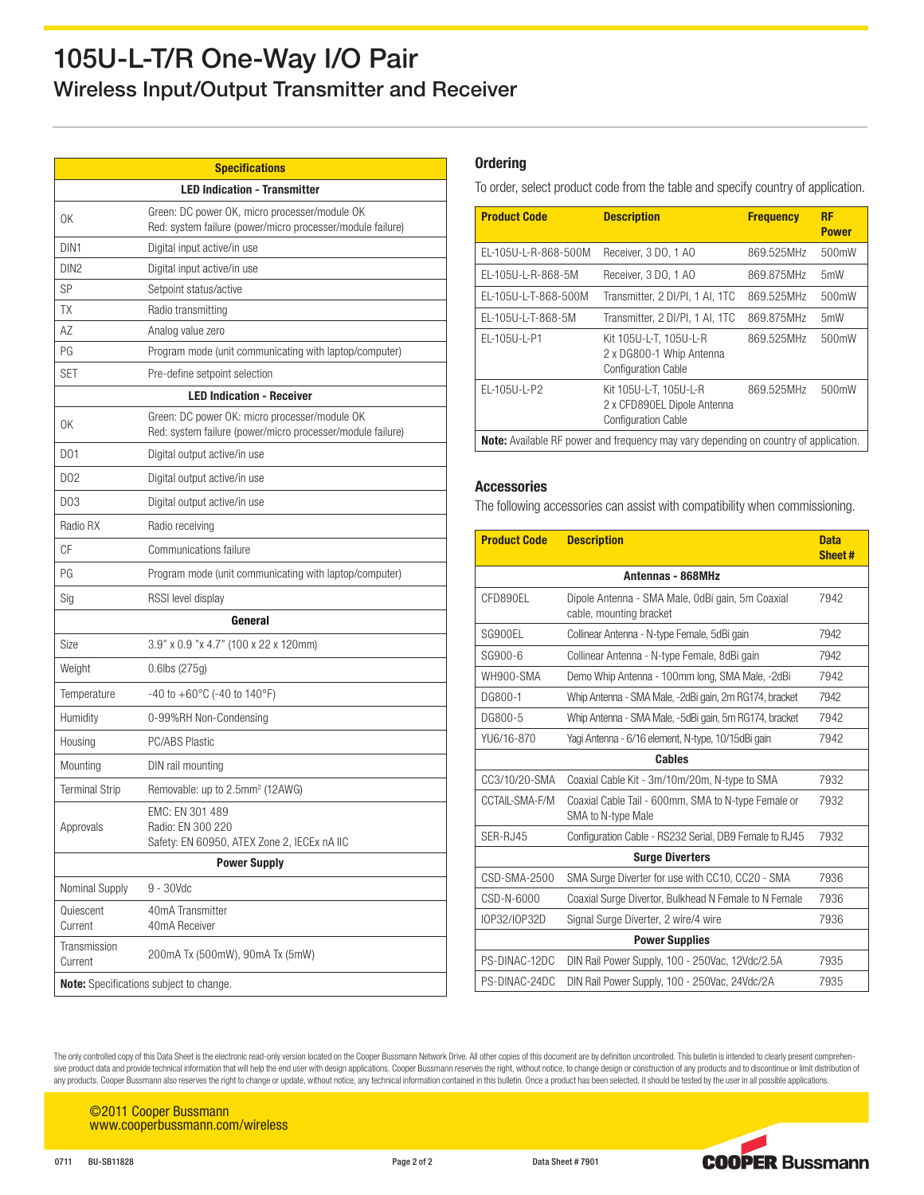# 105U-L-T/R One-Way I/O Pair

## Wireless Input/Output Transmitter and Receiver

| Specifications | |
|---|---|
| **LED Indication - Transmitter** | |
| OK | Green: DC power OK, micro processer/module OK<br>Red: system failure (power/micro processer/module failure) |
| DIN1 | Digital input active/in use |
| DIN2 | Digital input active/in use |
| SP | Setpoint status/active |
| TX | Radio transmitting |
| AZ | Analog value zero |
| PG | Program mode (unit communicating with laptop/computer) |
| SET | Pre-define setpoint selection |
| **LED Indication - Receiver** | |
| OK | Green: DC power OK: micro processer/module OK<br>Red: system failure (power/micro processer/module failure) |
| DO1 | Digital output active/in use |
| DO2 | Digital output active/in use |
| DO3 | Digital output active/in use |
| Radio RX | Radio receiving |
| CF | Communications failure |
| PG | Program mode (unit communicating with laptop/computer) |
| Sig | RSSI level display |
| **General** | |
| Size | 3.9" x 0.9 "x 4.7" (100 x 22 x 120mm) |
| Weight | 0.6lbs (275g) |
| Temperature | -40 to +60°C (-40 to 140°F) |
| Humidity | 0-99%RH Non-Condensing |
| Housing | PC/ABS Plastic |
| Mounting | DIN rail mounting |
| Terminal Strip | Removable: up to 2.5mm² (12AWG) |
| Approvals | EMC: EN 301 489<br>Radio: EN 300 220<br>Safety: EN 60950, ATEX Zone 2, IECEx nA IIC |
| **Power Supply** | |
| Nominal Supply | 9 - 30Vdc |
| Quiescent Current | 40mA Transmitter<br>40mA Receiver |
| Transmission Current | 200mA Tx (500mW), 90mA Tx (5mW) |

**Note:** Specifications subject to change.

### Ordering

To order, select product code from the table and specify country of application.

| Product Code | Description | Frequency | RF Power |
|---|---|---|---|
| EL-105U-L-R-868-500M | Receiver, 3 DO, 1 AO | 869.525MHz | 500mW |
| EL-105U-L-R-868-5M | Receiver, 3 DO, 1 AO | 869.875MHz | 5mW |
| EL-105U-L-T-868-500M | Transmitter, 2 DI/PI, 1 AI, 1TC | 869.525MHz | 500mW |
| EL-105U-L-T-868-5M | Transmitter, 2 DI/PI, 1 AI, 1TC | 869.875MHz | 5mW |
| EL-105U-L-P1 | Kit 105U-L-T, 105U-L-R<br>2 x DG800-1 Whip Antenna<br>Configuration Cable | 869.525MHz | 500mW |
| EL-105U-L-P2 | Kit 105U-L-T, 105U-L-R<br>2 x CFD890EL Dipole Antenna<br>Configuration Cable | 869.525MHz | 500mW |

**Note:** Available RF power and frequency may vary depending on country of application.

### Accessories

The following accessories can assist with compatibility when commissioning.

| Product Code | Description | Data Sheet # |
|---|---|---|
| **Antennas - 868MHz** | | |
| CFD890EL | Dipole Antenna - SMA Male, 0dBi gain, 5m Coaxial cable, mounting bracket | 7942 |
| SG900EL | Collinear Antenna - N-type Female, 5dBi gain | 7942 |
| SG900-6 | Collinear Antenna - N-type Female, 8dBi gain | 7942 |
| WH900-SMA | Demo Whip Antenna - 100mm long, SMA Male, -2dBi | 7942 |
| DG800-1 | Whip Antenna - SMA Male, -2dBi gain, 2m RG174, bracket | 7942 |
| DG800-5 | Whip Antenna - SMA Male, -5dBi gain, 5m RG174, bracket | 7942 |
| YU6/16-870 | Yagi Antenna - 6/16 element, N-type, 10/15dBi gain | 7942 |
| **Cables** | | |
| CC3/10/20-SMA | Coaxial Cable Kit - 3m/10m/20m, N-type to SMA | 7932 |
| CCTAIL-SMA-F/M | Coaxial Cable Tail - 600mm, SMA to N-type Female or SMA to N-type Male | 7932 |
| SER-RJ45 | Configuration Cable - RS232 Serial, DB9 Female to RJ45 | 7932 |
| **Surge Diverters** | | |
| CSD-SMA-2500 | SMA Surge Diverter for use with CC10, CC20 - SMA | 7936 |
| CSD-N-6000 | Coaxial Surge Divertor, Bulkhead N Female to N Female | 7936 |
| IOP32/IOP32D | Signal Surge Diverter, 2 wire/4 wire | 7936 |
| **Power Supplies** | | |
| PS-DINAC-12DC | DIN Rail Power Supply, 100 - 250Vac, 12Vdc/2.5A | 7935 |
| PS-DINAC-24DC | DIN Rail Power Supply, 100 - 250Vac, 24Vdc/2A | 7935 |

The only controlled copy of this Data Sheet is the electronic read-only version located on the Cooper Bussmann Network Drive. All other copies of this document are by definition uncontrolled. This bulletin is intended to clearly present comprehensive product data and provide technical information that will help the end user with design applications. Cooper Bussmann reserves the right, without notice, to change design or construction of any products and to discontinue or limit distribution of any products. Cooper Bussmann also reserves the right to change or update, without notice, any technical information contained in this bulletin. Once a product has been selected, it should be tested by the user in all possible applications.

©2011 Cooper Bussmann
www.cooperbussmann.com/wireless

0711 BU-SB11828 Data Sheet # 7901

COOPER Bussmann